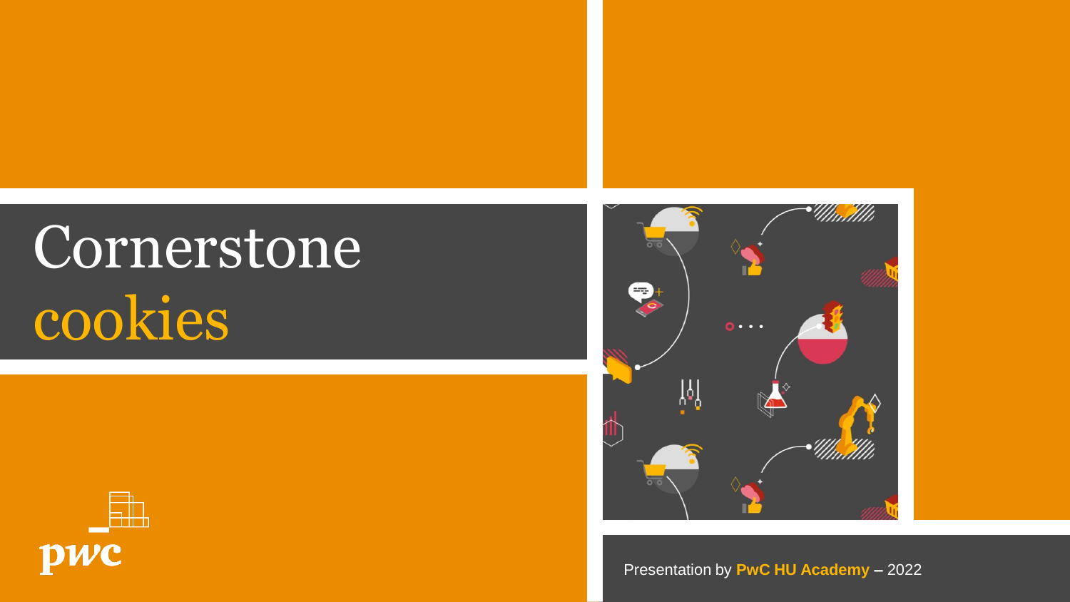# Cornerstone cookies

Presentation by **PwC HU Academy** – 2022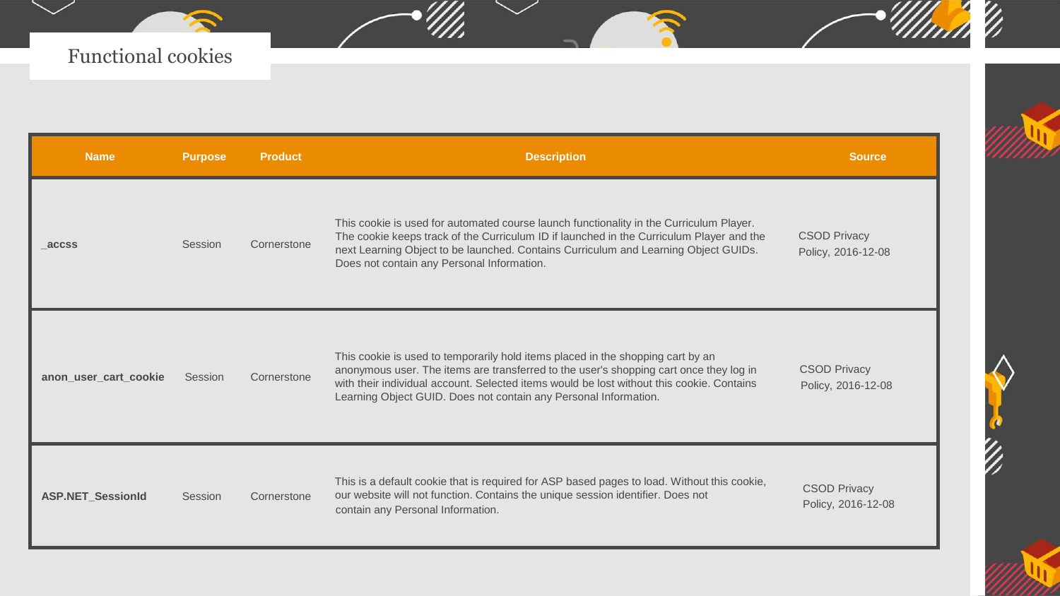## Functional cookies

| Name | Purpose | Product | Description | Source |
| --- | --- | --- | --- | --- |
| **_accss** | Session | Cornerstone | This cookie is used for automated course launch functionality in the Curriculum Player. The cookie keeps track of the Curriculum ID if launched in the Curriculum Player and the next Learning Object to be launched. Contains Curriculum and Learning Object GUIDs. Does not contain any Personal Information. | CSOD Privacy Policy, 2016-12-08 |
| **anon_user_cart_cookie** | Session | Cornerstone | This cookie is used to temporarily hold items placed in the shopping cart by an anonymous user. The items are transferred to the user's shopping cart once they log in with their individual account. Selected items would be lost without this cookie. Contains Learning Object GUID. Does not contain any Personal Information. | CSOD Privacy Policy, 2016-12-08 |
| **ASP.NET_SessionId** | Session | Cornerstone | This is a default cookie that is required for ASP based pages to load. Without this cookie, our website will not function. Contains the unique session identifier. Does not contain any Personal Information. | CSOD Privacy Policy, 2016-12-08 |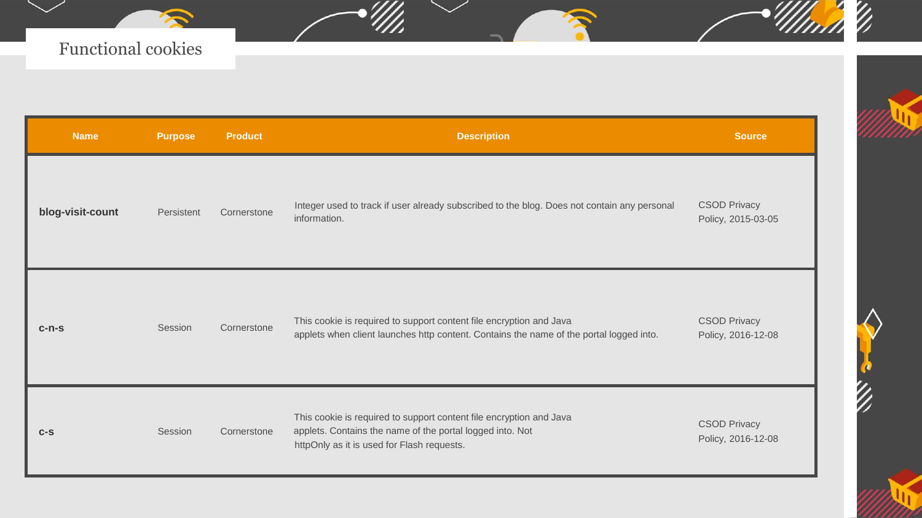## Functional cookies

| Name | Purpose | Product | Description | Source |
|---|---|---|---|---|
| **blog-visit-count** | Persistent | Cornerstone | Integer used to track if user already subscribed to the blog. Does not contain any personal information. | CSOD Privacy Policy, 2015-03-05 |
| **c-n-s** | Session | Cornerstone | This cookie is required to support content file encryption and Java applets when client launches http content. Contains the name of the portal logged into. | CSOD Privacy Policy, 2016-12-08 |
| **c-s** | Session | Cornerstone | This cookie is required to support content file encryption and Java applets. Contains the name of the portal logged into. Not httpOnly as it is used for Flash requests. | CSOD Privacy Policy, 2016-12-08 |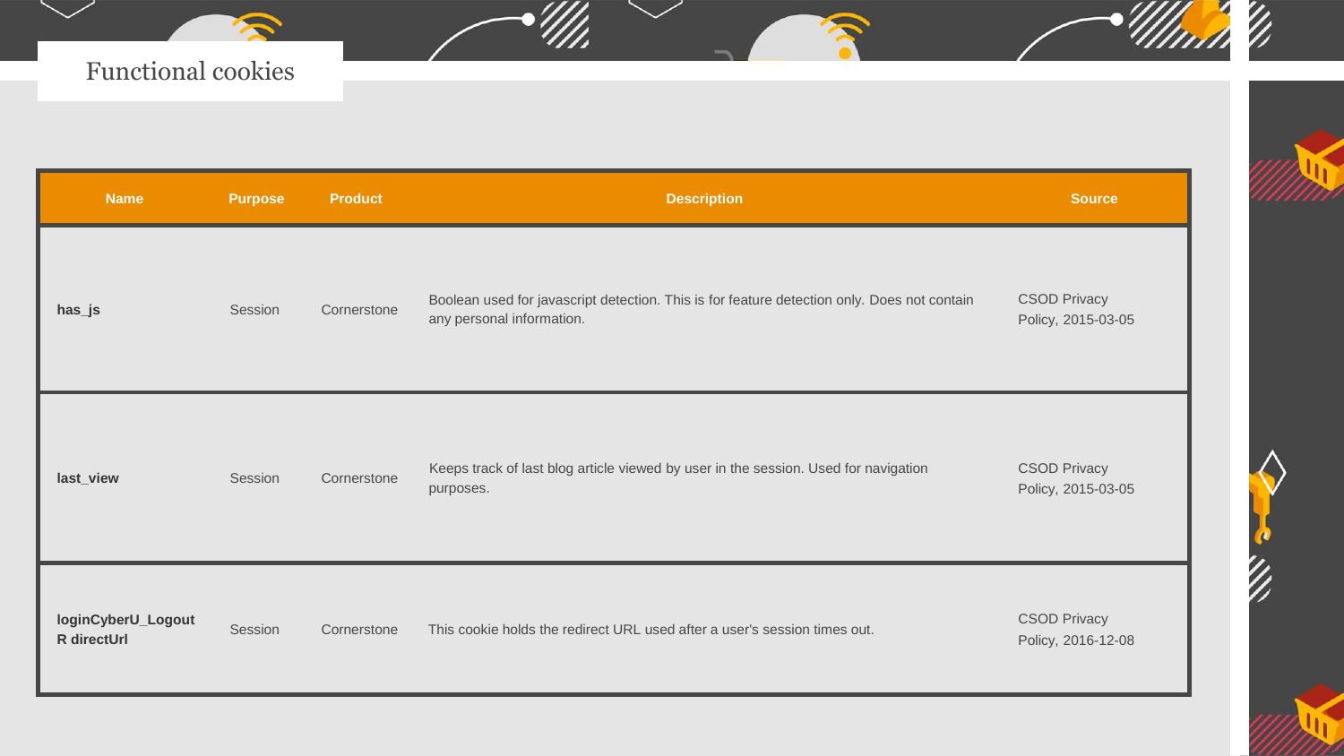## Functional cookies

| Name | Purpose | Product | Description | Source |
| --- | --- | --- | --- | --- |
| **has_js** | Session | Cornerstone | Boolean used for javascript detection. This is for feature detection only. Does not contain any personal information. | CSOD Privacy Policy, 2015-03-05 |
| **last_view** | Session | Cornerstone | Keeps track of last blog article viewed by user in the session. Used for navigation purposes. | CSOD Privacy Policy, 2015-03-05 |
| **loginCyberU_LogoutR directUrl** | Session | Cornerstone | This cookie holds the redirect URL used after a user's session times out. | CSOD Privacy Policy, 2016-12-08 |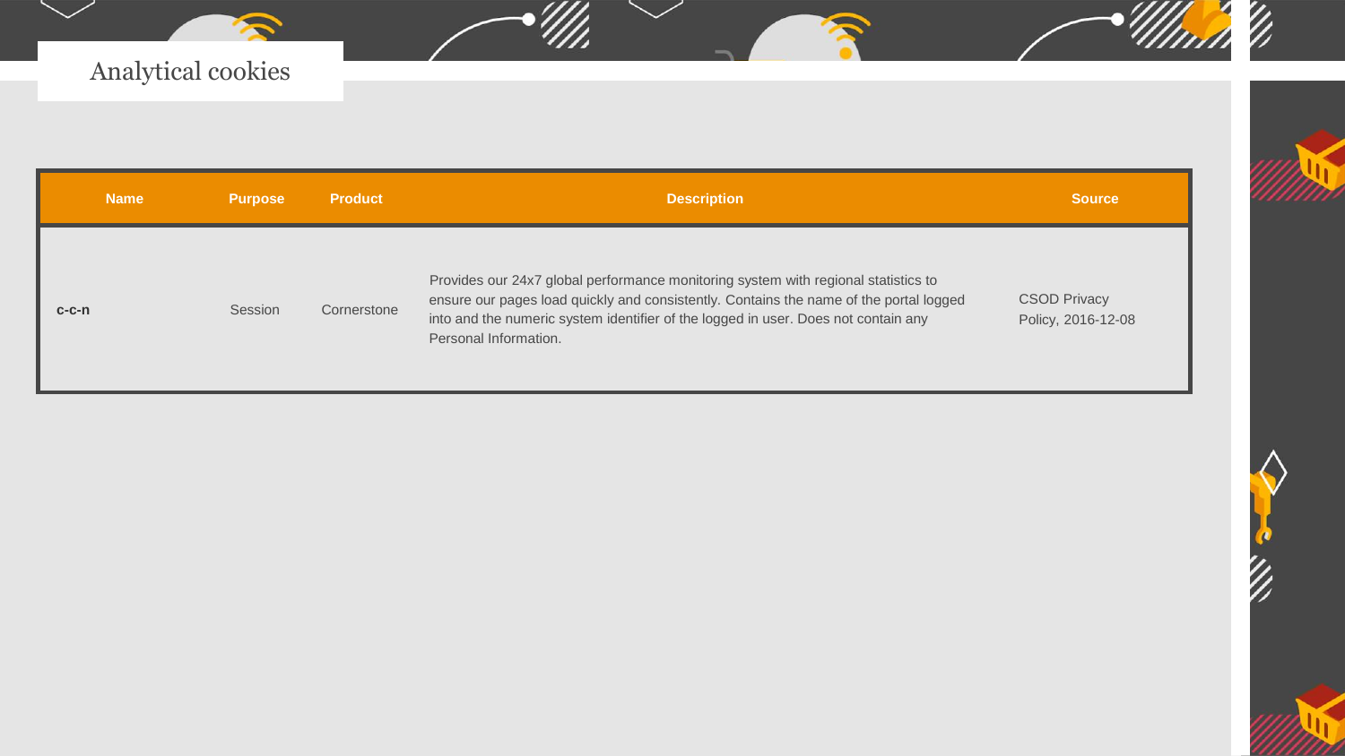# Analytical cookies

| Name | Purpose | Product | Description | Source |
|---|---|---|---|---|
| **c-c-n** | Session | Cornerstone | Provides our 24x7 global performance monitoring system with regional statistics to ensure our pages load quickly and consistently. Contains the name of the portal logged into and the numeric system identifier of the logged in user. Does not contain any Personal Information. | CSOD Privacy Policy, 2016-12-08 |